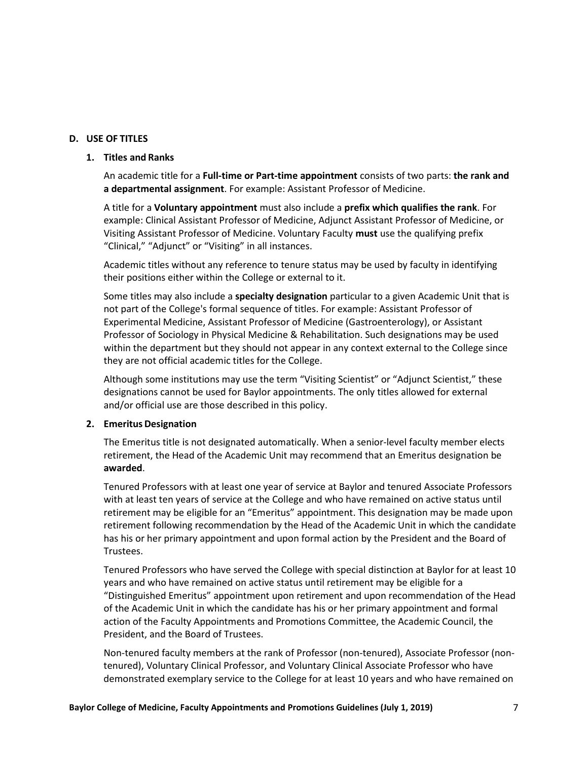## D. USE OF TITLES

### 1. Titles and Ranks

An academic title for a **Full-time or Part-time appointment** consists of two parts: **the rank and a departmental assignment**. For example: Assistant Professor of Medicine.

A title for a **Voluntary appointment** must also include a **prefix which qualifies the rank**. For example: Clinical Assistant Professor of Medicine, Adjunct Assistant Professor of Medicine, or Visiting Assistant Professor of Medicine. Voluntary Faculty **must** use the qualifying prefix "Clinical," "Adjunct" or "Visiting" in all instances.

Academic titles without any reference to tenure status may be used by faculty in identifying their positions either within the College or external to it.

Some titles may also include a **specialty designation** particular to a given Academic Unit that is not part of the College's formal sequence of titles. For example: Assistant Professor of Experimental Medicine, Assistant Professor of Medicine (Gastroenterology), or Assistant Professor of Sociology in Physical Medicine & Rehabilitation. Such designations may be used within the department but they should not appear in any context external to the College since they are not official academic titles for the College.

Although some institutions may use the term "Visiting Scientist" or "Adjunct Scientist," these designations cannot be used for Baylor appointments. The only titles allowed for external and/or official use are those described in this policy.

### 2. Emeritus Designation

The Emeritus title is not designated automatically. When a senior-level faculty member elects retirement, the Head of the Academic Unit may recommend that an Emeritus designation be **awarded**.

Tenured Professors with at least one year of service at Baylor and tenured Associate Professors with at least ten years of service at the College and who have remained on active status until retirement may be eligible for an "Emeritus" appointment. This designation may be made upon retirement following recommendation by the Head of the Academic Unit in which the candidate has his or her primary appointment and upon formal action by the President and the Board of Trustees.

Tenured Professors who have served the College with special distinction at Baylor for at least 10 years and who have remained on active status until retirement may be eligible for a "Distinguished Emeritus" appointment upon retirement and upon recommendation of the Head of the Academic Unit in which the candidate has his or her primary appointment and formal action of the Faculty Appointments and Promotions Committee, the Academic Council, the President, and the Board of Trustees.

Non-tenured faculty members at the rank of Professor (non-tenured), Associate Professor (non-tenured), Voluntary Clinical Professor, and Voluntary Clinical Associate Professor who have demonstrated exemplary service to the College for at least 10 years and who have remained on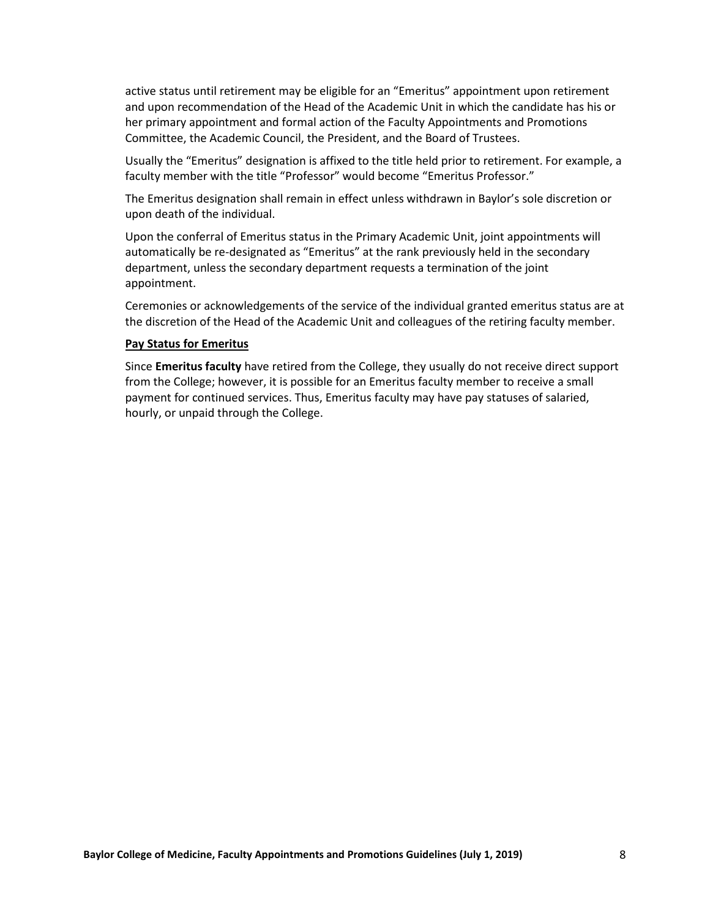active status until retirement may be eligible for an "Emeritus" appointment upon retirement and upon recommendation of the Head of the Academic Unit in which the candidate has his or her primary appointment and formal action of the Faculty Appointments and Promotions Committee, the Academic Council, the President, and the Board of Trustees.

Usually the "Emeritus" designation is affixed to the title held prior to retirement. For example, a faculty member with the title "Professor" would become "Emeritus Professor."

The Emeritus designation shall remain in effect unless withdrawn in Baylor's sole discretion or upon death of the individual.

Upon the conferral of Emeritus status in the Primary Academic Unit, joint appointments will automatically be re-designated as "Emeritus" at the rank previously held in the secondary department, unless the secondary department requests a termination of the joint appointment.

Ceremonies or acknowledgements of the service of the individual granted emeritus status are at the discretion of the Head of the Academic Unit and colleagues of the retiring faculty member.

**Pay Status for Emeritus**

Since **Emeritus faculty** have retired from the College, they usually do not receive direct support from the College; however, it is possible for an Emeritus faculty member to receive a small payment for continued services. Thus, Emeritus faculty may have pay statuses of salaried, hourly, or unpaid through the College.